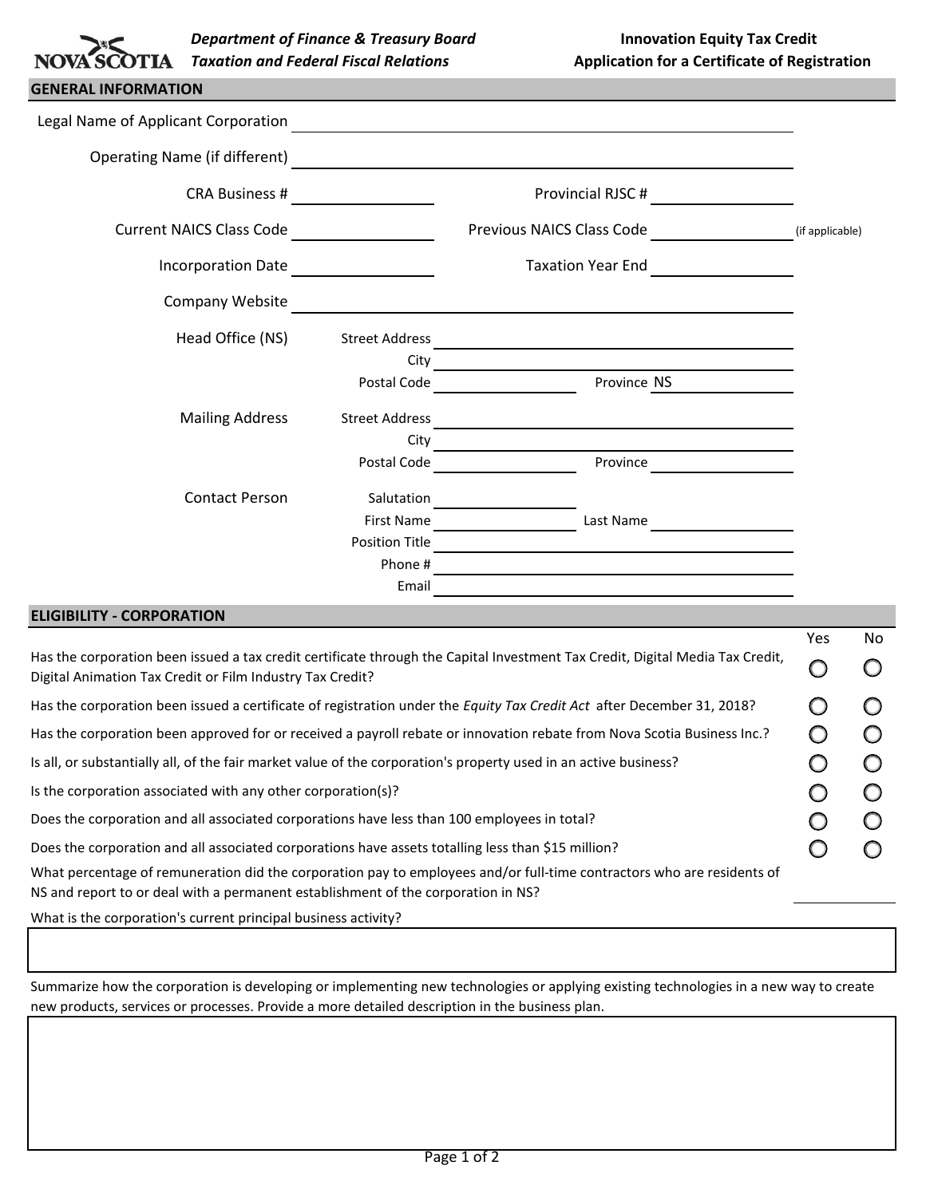**Department of Finance & Treasury Board**
***Taxation and Federal Fiscal Relations***

**Innovation Equity Tax Credit**
**Application for a Certificate of Registration**

## GENERAL INFORMATION

Legal Name of Applicant Corporation \_\_\_\_\_\_\_\_\_\_\_\_\_\_\_\_\_\_\_\_

Operating Name (if different) \_\_\_\_\_\_\_\_\_\_\_\_\_\_\_\_\_\_\_\_

CRA Business # \_\_\_\_\_\_\_\_\_\_ Provincial RJSC # \_\_\_\_\_\_\_\_\_\_

Current NAICS Class Code \_\_\_\_\_\_\_\_\_\_ Previous NAICS Class Code \_\_\_\_\_\_\_\_\_\_ (if applicable)

Incorporation Date \_\_\_\_\_\_\_\_\_\_ Taxation Year End \_\_\_\_\_\_\_\_\_\_

Company Website \_\_\_\_\_\_\_\_\_\_\_\_\_\_\_\_\_\_\_\_

Head Office (NS)
- Street Address \_\_\_\_\_\_\_\_\_\_\_\_\_\_\_\_\_\_\_\_
- City \_\_\_\_\_\_\_\_\_\_\_\_\_\_\_\_\_\_\_\_
- Postal Code \_\_\_\_\_\_\_\_\_\_ Province NS

Mailing Address
- Street Address \_\_\_\_\_\_\_\_\_\_\_\_\_\_\_\_\_\_\_\_
- City \_\_\_\_\_\_\_\_\_\_\_\_\_\_\_\_\_\_\_\_
- Postal Code \_\_\_\_\_\_\_\_\_\_ Province \_\_\_\_\_\_\_\_\_\_

Contact Person
- Salutation \_\_\_\_\_\_\_\_\_\_
- First Name \_\_\_\_\_\_\_\_\_\_ Last Name \_\_\_\_\_\_\_\_\_\_
- Position Title \_\_\_\_\_\_\_\_\_\_\_\_\_\_\_\_\_\_\_\_
- Phone # \_\_\_\_\_\_\_\_\_\_\_\_\_\_\_\_\_\_\_\_
- Email \_\_\_\_\_\_\_\_\_\_\_\_\_\_\_\_\_\_\_\_

## ELIGIBILITY - CORPORATION

| Question | Yes | No |
|---|---|---|
| Has the corporation been issued a tax credit certificate through the Capital Investment Tax Credit, Digital Media Tax Credit, Digital Animation Tax Credit or Film Industry Tax Credit? | ○ | ○ |
| Has the corporation been issued a certificate of registration under the *Equity Tax Credit Act* after December 31, 2018? | ○ | ○ |
| Has the corporation been approved for or received a payroll rebate or innovation rebate from Nova Scotia Business Inc.? | ○ | ○ |
| Is all, or substantially all, of the fair market value of the corporation's property used in an active business? | ○ | ○ |
| Is the corporation associated with any other corporation(s)? | ○ | ○ |
| Does the corporation and all associated corporations have less than 100 employees in total? | ○ | ○ |
| Does the corporation and all associated corporations have assets totalling less than $15 million? | ○ | ○ |

What percentage of remuneration did the corporation pay to employees and/or full-time contractors who are residents of NS and report to or deal with a permanent establishment of the corporation in NS? \_\_\_\_\_\_\_\_\_\_

What is the corporation's current principal business activity?

Summarize how the corporation is developing or implementing new technologies or applying existing technologies in a new way to create new products, services or processes. Provide a more detailed description in the business plan.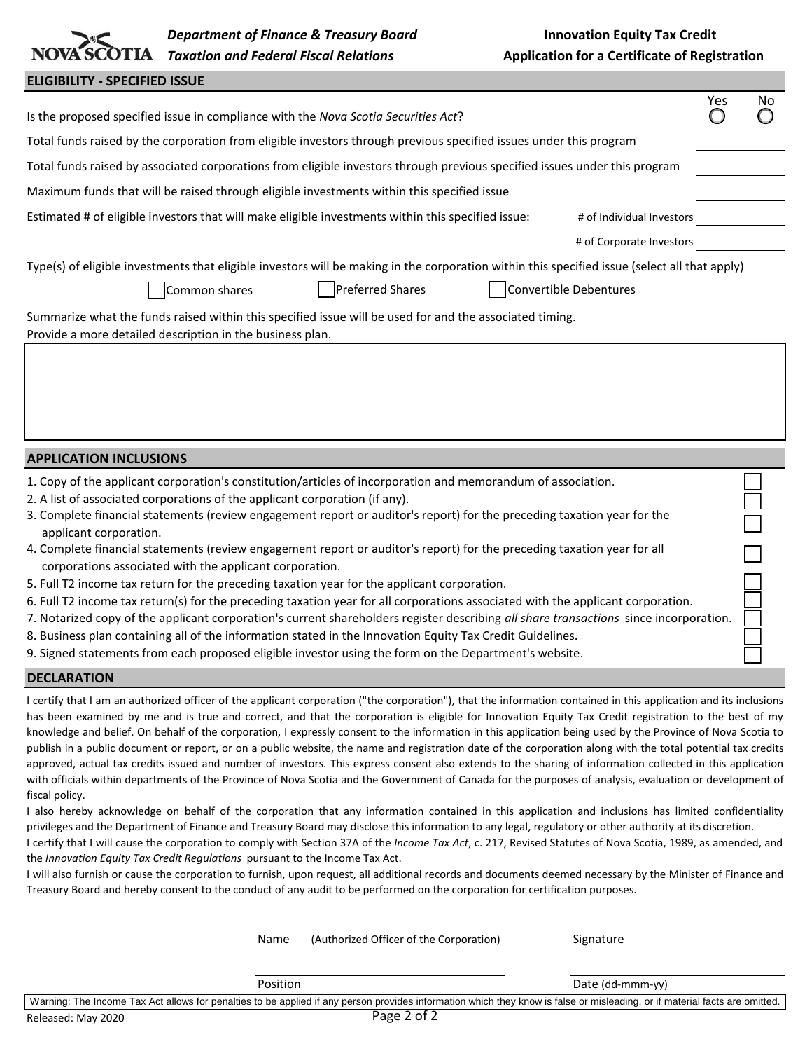## ELIGIBILITY - SPECIFIED ISSUE

Is the proposed specified issue in compliance with the *Nova Scotia Securities Act*? Yes ○ No ○

Total funds raised by the corporation from eligible investors through previous specified issues under this program \_\_\_\_\_\_\_\_

Total funds raised by associated corporations from eligible investors through previous specified issues under this program \_\_\_\_\_\_\_\_

Maximum funds that will be raised through eligible investments within this specified issue \_\_\_\_\_\_\_\_

Estimated # of eligible investors that will make eligible investments within this specified issue: # of Individual Investors \_\_\_\_\_\_\_\_

# of Corporate Investors \_\_\_\_\_\_\_\_

Type(s) of eligible investments that eligible investors will be making in the corporation within this specified issue (select all that apply)

☐ Common shares ☐ Preferred Shares ☐ Convertible Debentures

Summarize what the funds raised within this specified issue will be used for and the associated timing.
Provide a more detailed description in the business plan.

## APPLICATION INCLUSIONS

1. Copy of the applicant corporation's constitution/articles of incorporation and memorandum of association. ☐
2. A list of associated corporations of the applicant corporation (if any). ☐
3. Complete financial statements (review engagement report or auditor's report) for the preceding taxation year for the applicant corporation. ☐
4. Complete financial statements (review engagement report or auditor's report) for the preceding taxation year for all corporations associated with the applicant corporation. ☐
5. Full T2 income tax return for the preceding taxation year for the applicant corporation. ☐
6. Full T2 income tax return(s) for the preceding taxation year for all corporations associated with the applicant corporation. ☐
7. Notarized copy of the applicant corporation's current shareholders register describing *all share transactions* since incorporation. ☐
8. Business plan containing all of the information stated in the Innovation Equity Tax Credit Guidelines. ☐
9. Signed statements from each proposed eligible investor using the form on the Department's website. ☐

## DECLARATION

I certify that I am an authorized officer of the applicant corporation ("the corporation"), that the information contained in this application and its inclusions has been examined by me and is true and correct, and that the corporation is eligible for Innovation Equity Tax Credit registration to the best of my knowledge and belief. On behalf of the corporation, I expressly consent to the information in this application being used by the Province of Nova Scotia to publish in a public document or report, or on a public website, the name and registration date of the corporation along with the total potential tax credits approved, actual tax credits issued and number of investors. This express consent also extends to the sharing of information collected in this application with officials within departments of the Province of Nova Scotia and the Government of Canada for the purposes of analysis, evaluation or development of fiscal policy.

I also hereby acknowledge on behalf of the corporation that any information contained in this application and inclusions has limited confidentiality privileges and the Department of Finance and Treasury Board may disclose this information to any legal, regulatory or other authority at its discretion.

I certify that I will cause the corporation to comply with Section 37A of the *Income Tax Act*, c. 217, Revised Statutes of Nova Scotia, 1989, as amended, and the *Innovation Equity Tax Credit Regulations* pursuant to the Income Tax Act.

I will also furnish or cause the corporation to furnish, upon request, all additional records and documents deemed necessary by the Minister of Finance and Treasury Board and hereby consent to the conduct of any audit to be performed on the corporation for certification purposes.

Name (Authorized Officer of the Corporation) \_\_\_\_\_\_\_\_ Signature \_\_\_\_\_\_\_\_

Position \_\_\_\_\_\_\_\_ Date (dd-mmm-yy) \_\_\_\_\_\_\_\_

Warning: The Income Tax Act allows for penalties to be applied if any person provides information which they know is false or misleading, or if material facts are omitted.

Released: May 2020